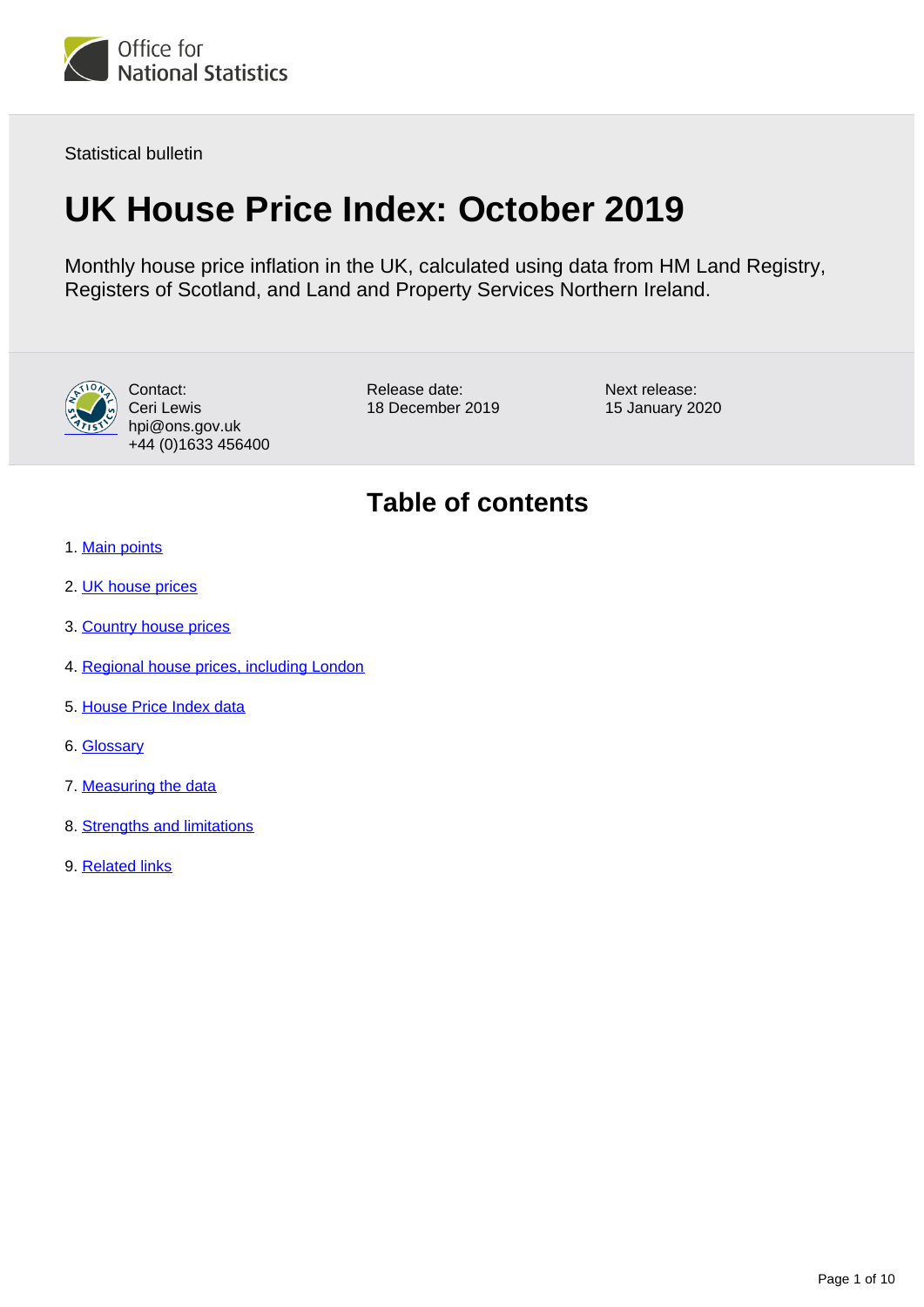Office for National Statistics

Statistical bulletin

# UK House Price Index: October 2019

Monthly house price inflation in the UK, calculated using data from HM Land Registry, Registers of Scotland, and Land and Property Services Northern Ireland.

Contact:
Ceri Lewis
hpi@ons.gov.uk
+44 (0)1633 456400

Release date:
18 December 2019

Next release:
15 January 2020

## Table of contents

1. Main points
2. UK house prices
3. Country house prices
4. Regional house prices, including London
5. House Price Index data
6. Glossary
7. Measuring the data
8. Strengths and limitations
9. Related links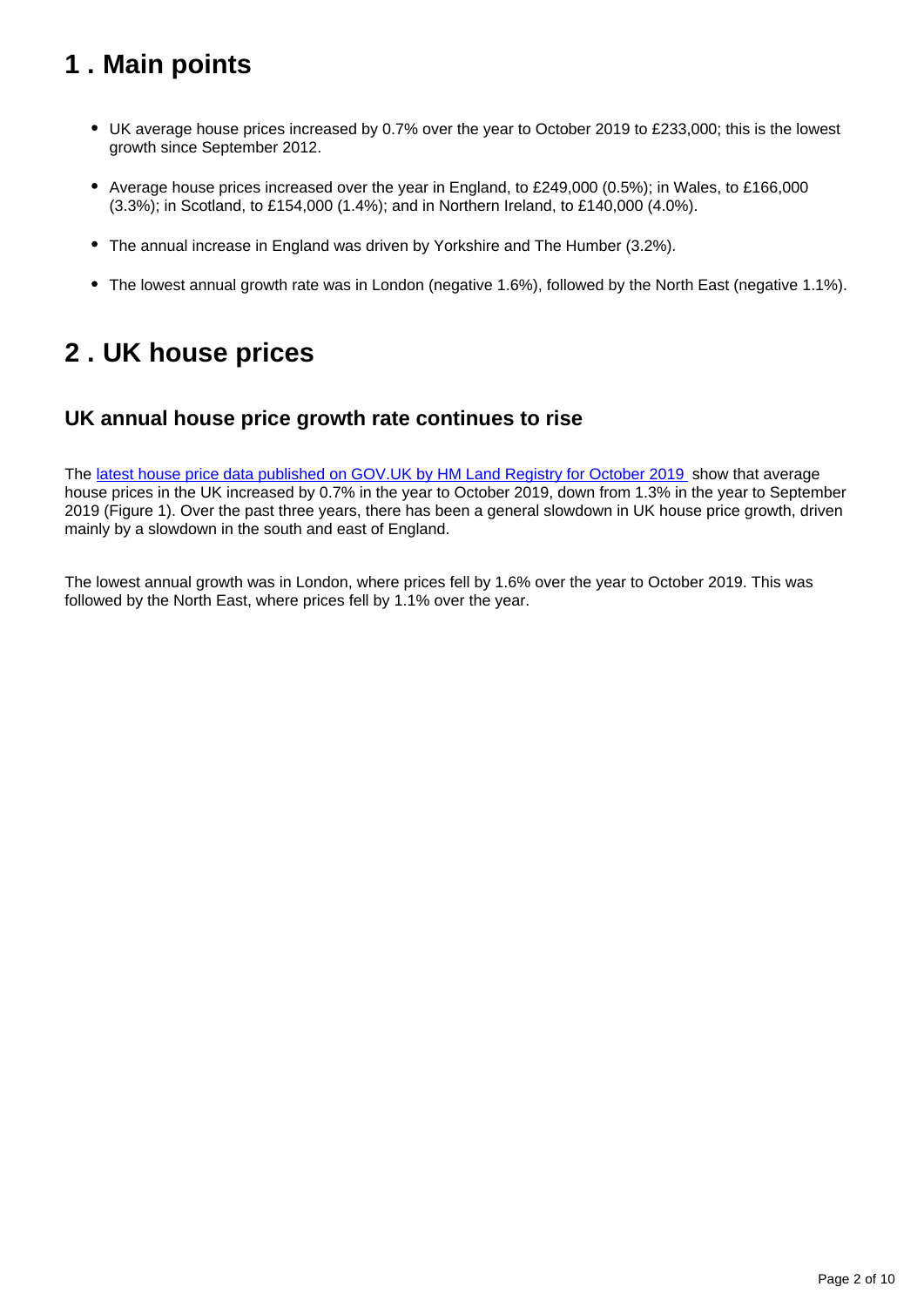## 1 . Main points

- UK average house prices increased by 0.7% over the year to October 2019 to £233,000; this is the lowest growth since September 2012.
- Average house prices increased over the year in England, to £249,000 (0.5%); in Wales, to £166,000 (3.3%); in Scotland, to £154,000 (1.4%); and in Northern Ireland, to £140,000 (4.0%).
- The annual increase in England was driven by Yorkshire and The Humber (3.2%).
- The lowest annual growth rate was in London (negative 1.6%), followed by the North East (negative 1.1%).

## 2 . UK house prices

### UK annual house price growth rate continues to rise

The latest house price data published on GOV.UK by HM Land Registry for October 2019 show that average house prices in the UK increased by 0.7% in the year to October 2019, down from 1.3% in the year to September 2019 (Figure 1). Over the past three years, there has been a general slowdown in UK house price growth, driven mainly by a slowdown in the south and east of England.

The lowest annual growth was in London, where prices fell by 1.6% over the year to October 2019. This was followed by the North East, where prices fell by 1.1% over the year.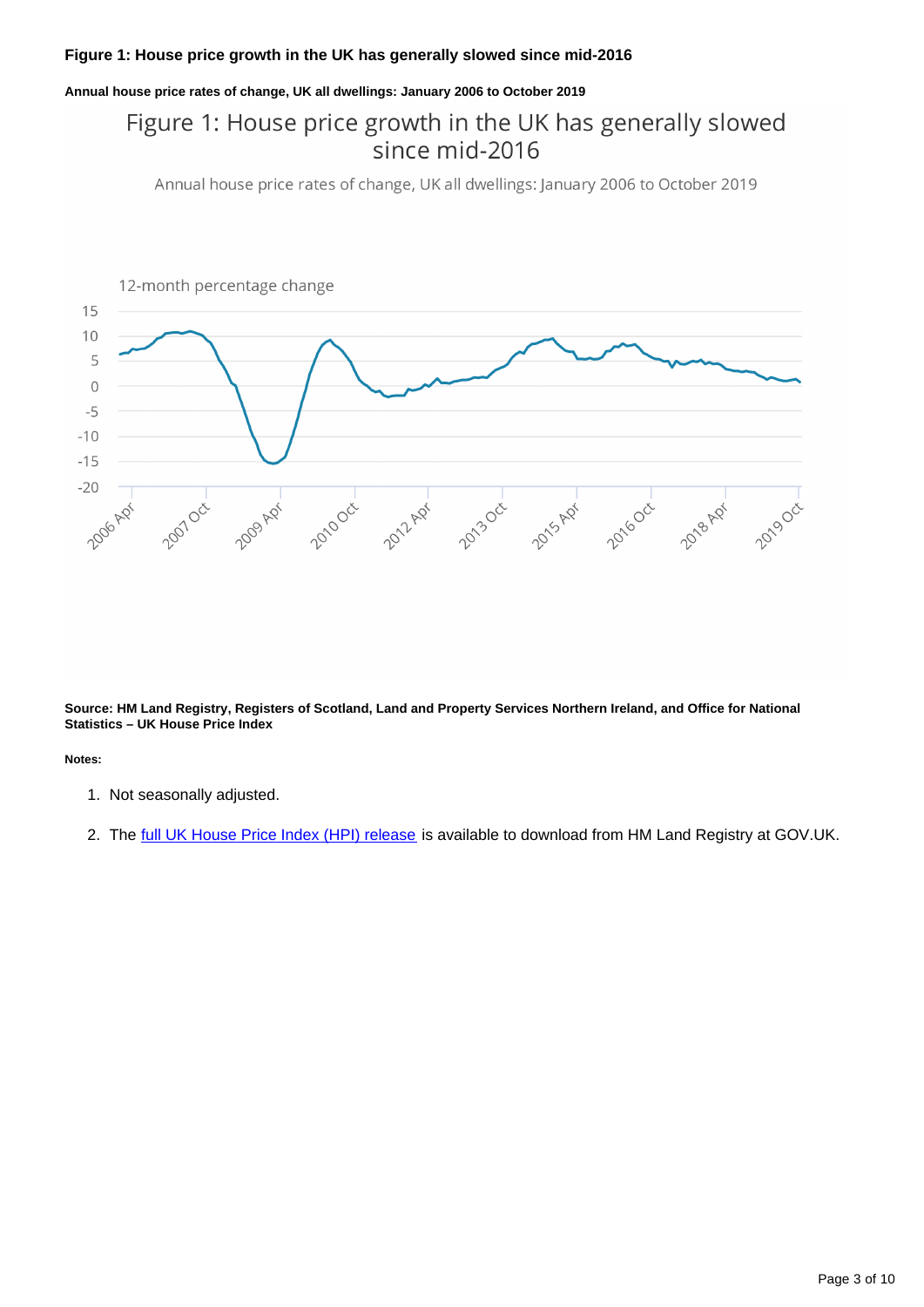### Figure 1: House price growth in the UK has generally slowed since mid-2016

#### Annual house price rates of change, UK all dwellings: January 2006 to October 2019

Figure 1: House price growth in the UK has generally slowed since mid-2016

Annual house price rates of change, UK all dwellings: January 2006 to October 2019

12-month percentage change

**Source: HM Land Registry, Registers of Scotland, Land and Property Services Northern Ireland, and Office for National Statistics – UK House Price Index**

**Notes:**

1. Not seasonally adjusted.
2. The full UK House Price Index (HPI) release is available to download from HM Land Registry at GOV.UK.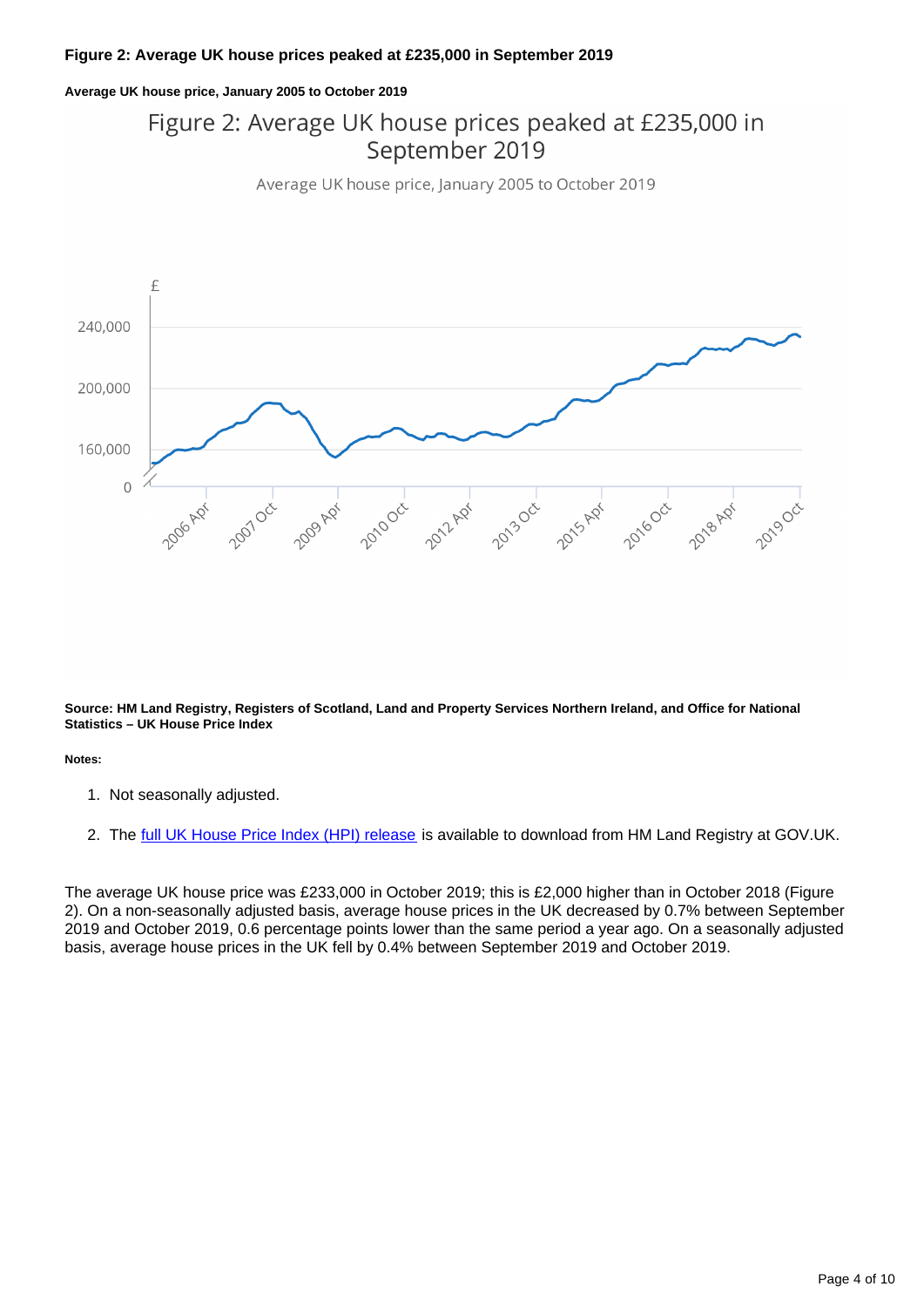### Figure 2: Average UK house prices peaked at £235,000 in September 2019

#### Average UK house price, January 2005 to October 2019

**Source: HM Land Registry, Registers of Scotland, Land and Property Services Northern Ireland, and Office for National Statistics – UK House Price Index**

**Notes:**

1. Not seasonally adjusted.
2. The full UK House Price Index (HPI) release is available to download from HM Land Registry at GOV.UK.

The average UK house price was £233,000 in October 2019; this is £2,000 higher than in October 2018 (Figure 2). On a non-seasonally adjusted basis, average house prices in the UK decreased by 0.7% between September 2019 and October 2019, 0.6 percentage points lower than the same period a year ago. On a seasonally adjusted basis, average house prices in the UK fell by 0.4% between September 2019 and October 2019.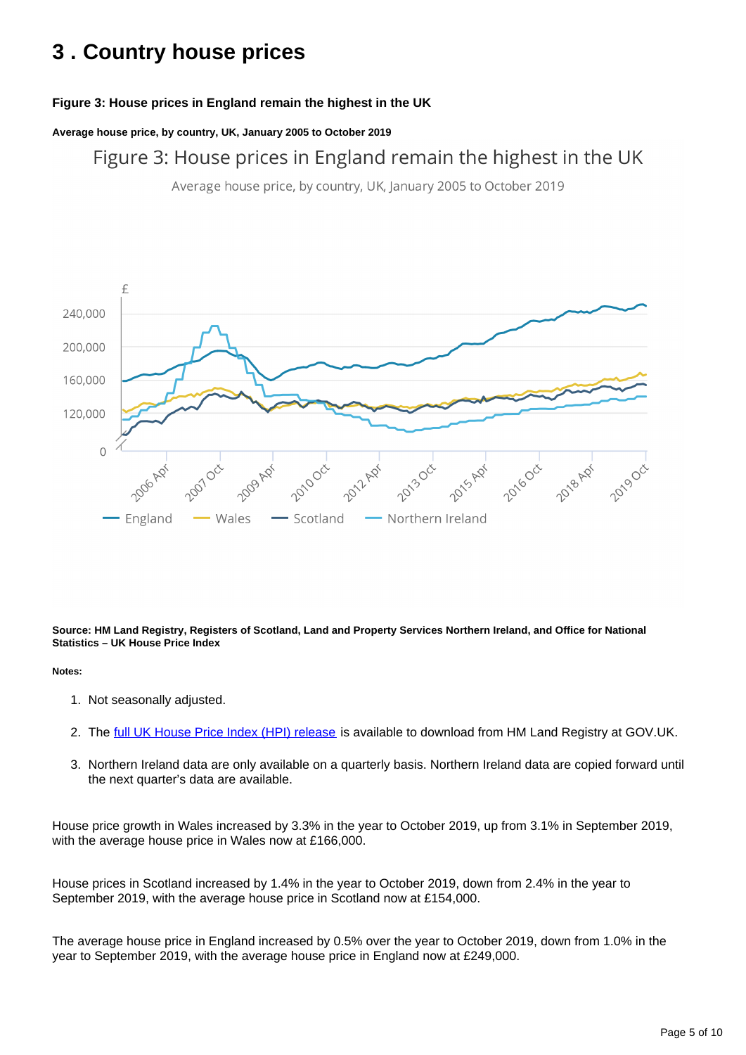# 3 . Country house prices

**Figure 3: House prices in England remain the highest in the UK**

**Average house price, by country, UK, January 2005 to October 2019**

Figure 3: House prices in England remain the highest in the UK

Average house price, by country, UK, January 2005 to October 2019

**Source: HM Land Registry, Registers of Scotland, Land and Property Services Northern Ireland, and Office for National Statistics – UK House Price Index**

**Notes:**

1. Not seasonally adjusted.
2. The full UK House Price Index (HPI) release is available to download from HM Land Registry at GOV.UK.
3. Northern Ireland data are only available on a quarterly basis. Northern Ireland data are copied forward until the next quarter's data are available.

House price growth in Wales increased by 3.3% in the year to October 2019, up from 3.1% in September 2019, with the average house price in Wales now at £166,000.

House prices in Scotland increased by 1.4% in the year to October 2019, down from 2.4% in the year to September 2019, with the average house price in Scotland now at £154,000.

The average house price in England increased by 0.5% over the year to October 2019, down from 1.0% in the year to September 2019, with the average house price in England now at £249,000.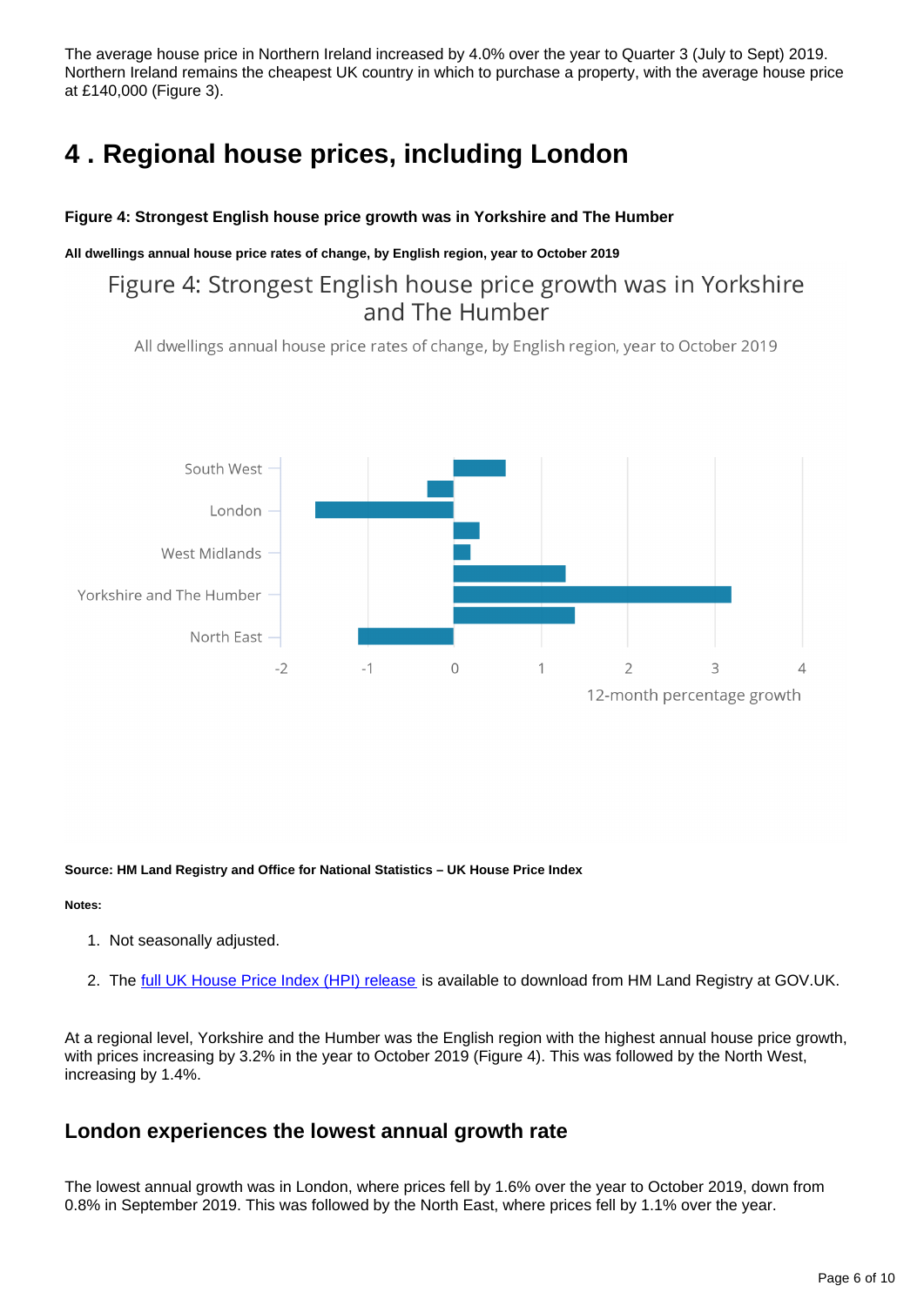The average house price in Northern Ireland increased by 4.0% over the year to Quarter 3 (July to Sept) 2019. Northern Ireland remains the cheapest UK country in which to purchase a property, with the average house price at £140,000 (Figure 3).

# 4 . Regional house prices, including London

**Figure 4: Strongest English house price growth was in Yorkshire and The Humber**

**All dwellings annual house price rates of change, by English region, year to October 2019**

Figure 4: Strongest English house price growth was in Yorkshire and The Humber

All dwellings annual house price rates of change, by English region, year to October 2019

South West

London

West Midlands

Yorkshire and The Humber

North East

-2 -1 0 1 2 3 4

12-month percentage growth

**Source: HM Land Registry and Office for National Statistics – UK House Price Index**

**Notes:**

1. Not seasonally adjusted.
2. The full UK House Price Index (HPI) release is available to download from HM Land Registry at GOV.UK.

At a regional level, Yorkshire and the Humber was the English region with the highest annual house price growth, with prices increasing by 3.2% in the year to October 2019 (Figure 4). This was followed by the North West, increasing by 1.4%.

## London experiences the lowest annual growth rate

The lowest annual growth was in London, where prices fell by 1.6% over the year to October 2019, down from 0.8% in September 2019. This was followed by the North East, where prices fell by 1.1% over the year.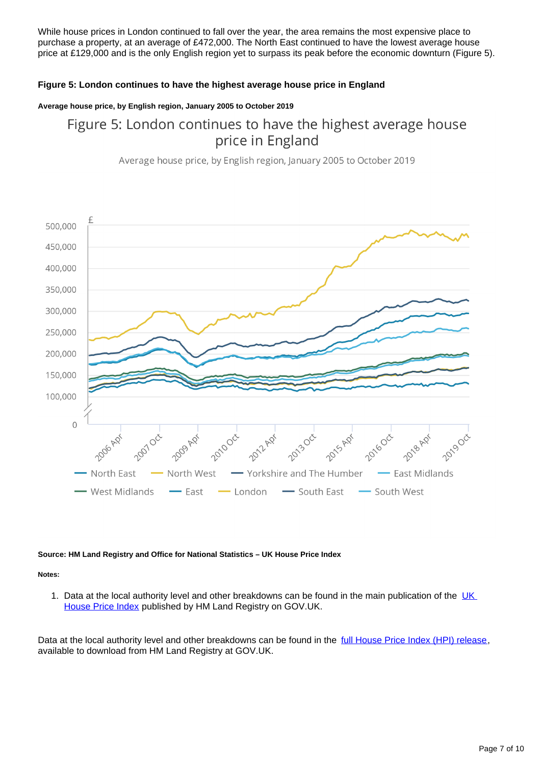While house prices in London continued to fall over the year, the area remains the most expensive place to purchase a property, at an average of £472,000. The North East continued to have the lowest average house price at £129,000 and is the only English region yet to surpass its peak before the economic downturn (Figure 5).

#### Figure 5: London continues to have the highest average house price in England

##### Average house price, by English region, January 2005 to October 2019

##### Source: HM Land Registry and Office for National Statistics – UK House Price Index

##### Notes:

1. Data at the local authority level and other breakdowns can be found in the main publication of the [UK House Price Index]() published by HM Land Registry on GOV.UK.

Data at the local authority level and other breakdowns can be found in the [full House Price Index (HPI) release](), available to download from HM Land Registry at GOV.UK.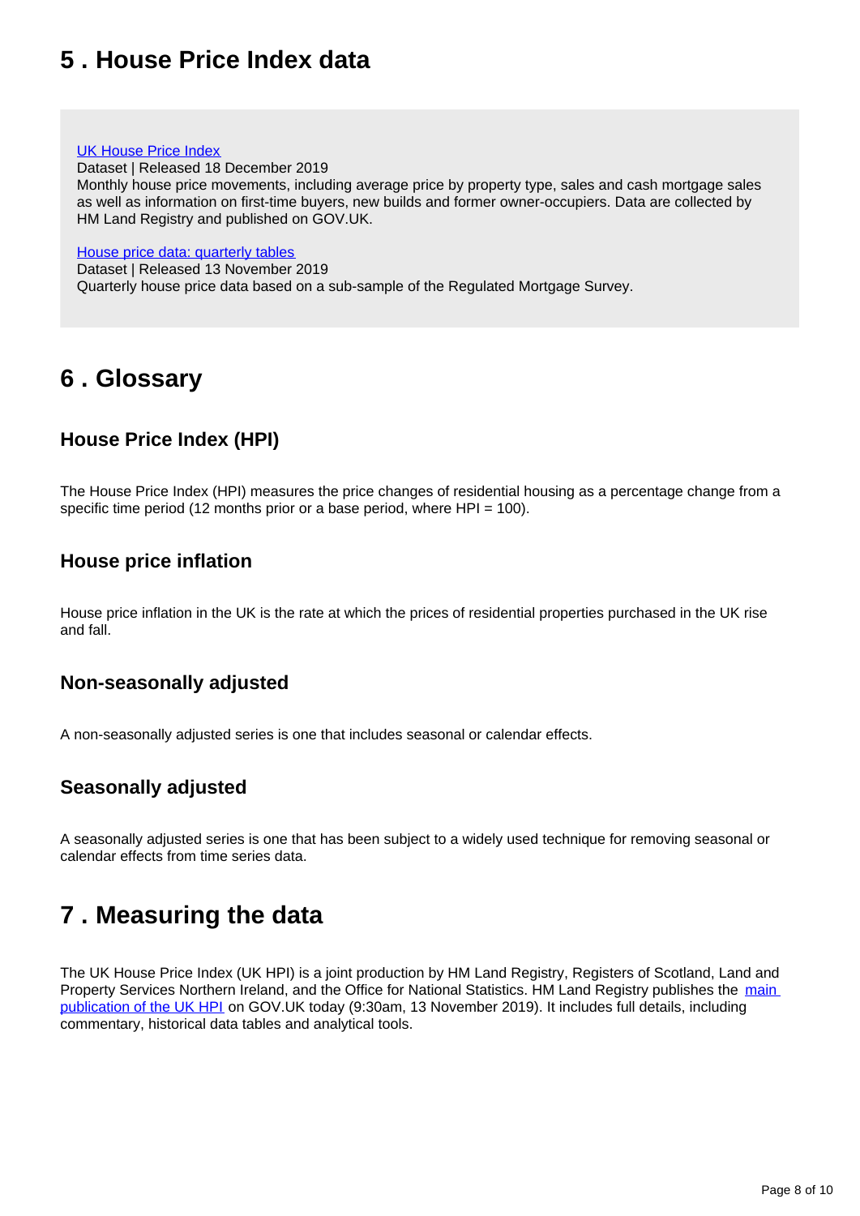## 5 . House Price Index data

[UK House Price Index](#)
Dataset | Released 18 December 2019
Monthly house price movements, including average price by property type, sales and cash mortgage sales as well as information on first-time buyers, new builds and former owner-occupiers. Data are collected by HM Land Registry and published on GOV.UK.

[House price data: quarterly tables](#)
Dataset | Released 13 November 2019
Quarterly house price data based on a sub-sample of the Regulated Mortgage Survey.

## 6 . Glossary

### House Price Index (HPI)

The House Price Index (HPI) measures the price changes of residential housing as a percentage change from a specific time period (12 months prior or a base period, where HPI = 100).

### House price inflation

House price inflation in the UK is the rate at which the prices of residential properties purchased in the UK rise and fall.

### Non-seasonally adjusted

A non-seasonally adjusted series is one that includes seasonal or calendar effects.

### Seasonally adjusted

A seasonally adjusted series is one that has been subject to a widely used technique for removing seasonal or calendar effects from time series data.

## 7 . Measuring the data

The UK House Price Index (UK HPI) is a joint production by HM Land Registry, Registers of Scotland, Land and Property Services Northern Ireland, and the Office for National Statistics. HM Land Registry publishes the [main publication of the UK HPI](#) on GOV.UK today (9:30am, 13 November 2019). It includes full details, including commentary, historical data tables and analytical tools.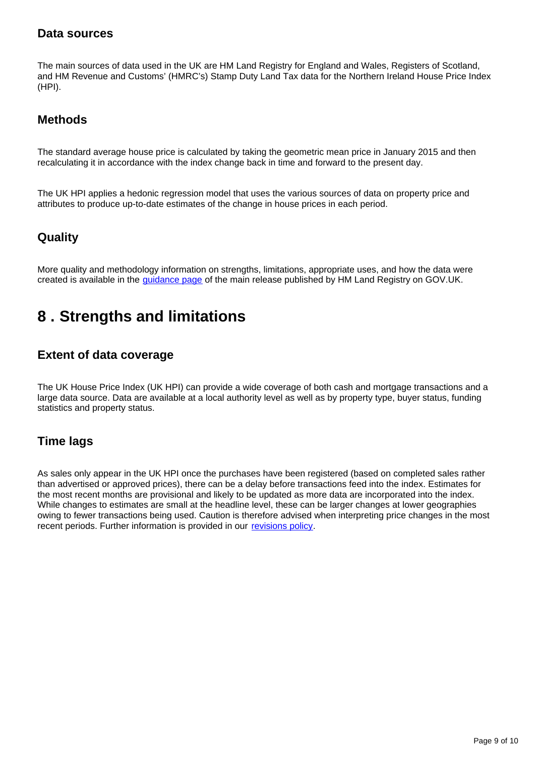### Data sources

The main sources of data used in the UK are HM Land Registry for England and Wales, Registers of Scotland, and HM Revenue and Customs' (HMRC's) Stamp Duty Land Tax data for the Northern Ireland House Price Index (HPI).

### Methods

The standard average house price is calculated by taking the geometric mean price in January 2015 and then recalculating it in accordance with the index change back in time and forward to the present day.

The UK HPI applies a hedonic regression model that uses the various sources of data on property price and attributes to produce up-to-date estimates of the change in house prices in each period.

### Quality

More quality and methodology information on strengths, limitations, appropriate uses, and how the data were created is available in the [guidance page](#) of the main release published by HM Land Registry on GOV.UK.

## 8 . Strengths and limitations

### Extent of data coverage

The UK House Price Index (UK HPI) can provide a wide coverage of both cash and mortgage transactions and a large data source. Data are available at a local authority level as well as by property type, buyer status, funding statistics and property status.

### Time lags

As sales only appear in the UK HPI once the purchases have been registered (based on completed sales rather than advertised or approved prices), there can be a delay before transactions feed into the index. Estimates for the most recent months are provisional and likely to be updated as more data are incorporated into the index. While changes to estimates are small at the headline level, these can be larger changes at lower geographies owing to fewer transactions being used. Caution is therefore advised when interpreting price changes in the most recent periods. Further information is provided in our [revisions policy](#).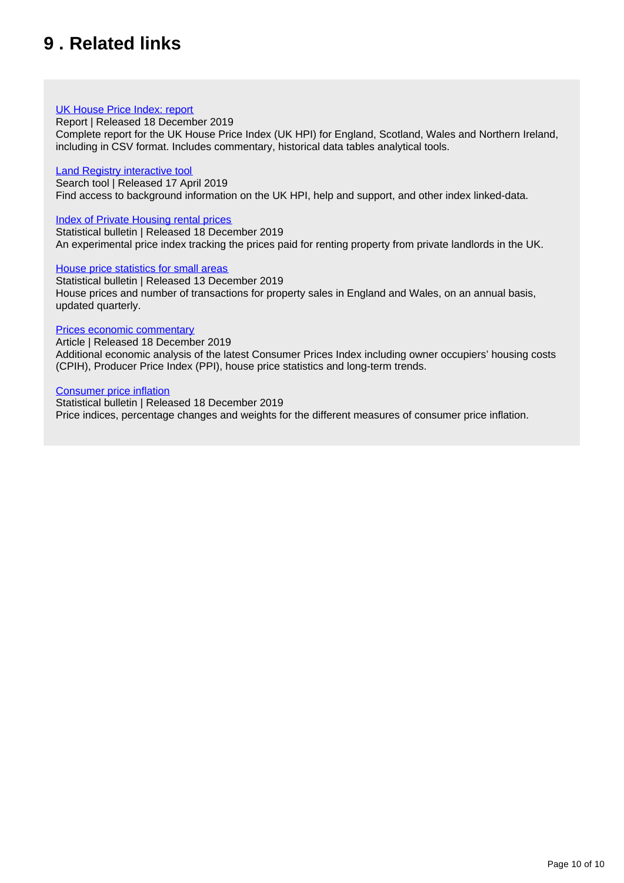## 9 . Related links

[UK House Price Index: report](#)
Report | Released 18 December 2019
Complete report for the UK House Price Index (UK HPI) for England, Scotland, Wales and Northern Ireland, including in CSV format. Includes commentary, historical data tables analytical tools.

[Land Registry interactive tool](#)
Search tool | Released 17 April 2019
Find access to background information on the UK HPI, help and support, and other index linked-data.

[Index of Private Housing rental prices](#)
Statistical bulletin | Released 18 December 2019
An experimental price index tracking the prices paid for renting property from private landlords in the UK.

[House price statistics for small areas](#)
Statistical bulletin | Released 13 December 2019
House prices and number of transactions for property sales in England and Wales, on an annual basis, updated quarterly.

[Prices economic commentary](#)
Article | Released 18 December 2019
Additional economic analysis of the latest Consumer Prices Index including owner occupiers' housing costs (CPIH), Producer Price Index (PPI), house price statistics and long-term trends.

[Consumer price inflation](#)
Statistical bulletin | Released 18 December 2019
Price indices, percentage changes and weights for the different measures of consumer price inflation.